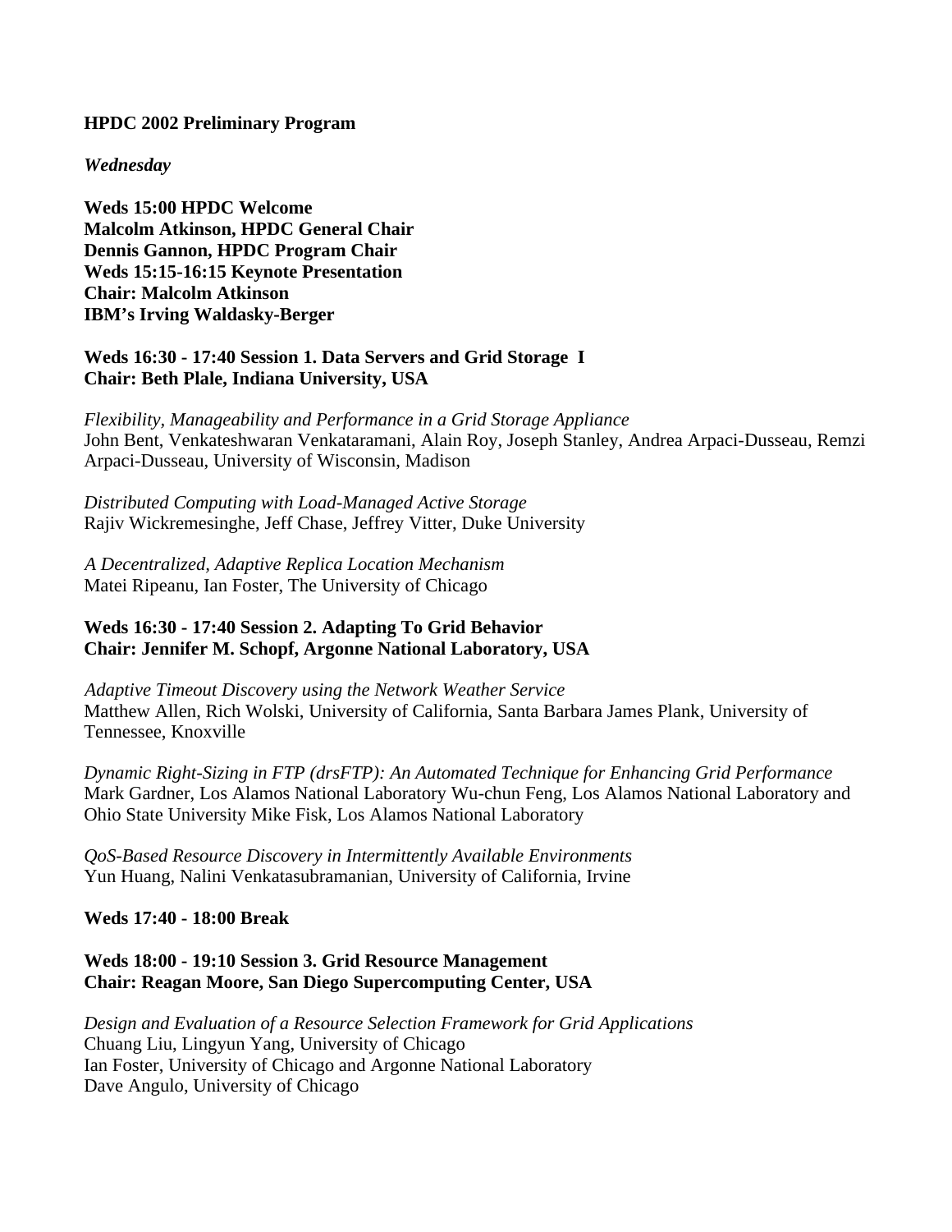**HPDC 2002 Preliminary Program**

*Wednesday*

**Weds 15:00 HPDC Welcome**
**Malcolm Atkinson, HPDC General Chair**
**Dennis Gannon, HPDC Program Chair**
**Weds 15:15-16:15 Keynote Presentation**
**Chair: Malcolm Atkinson**
**IBM's Irving Waldasky-Berger**

**Weds 16:30 - 17:40 Session 1. Data Servers and Grid Storage I**
**Chair: Beth Plale, Indiana University, USA**

*Flexibility, Manageability and Performance in a Grid Storage Appliance*
John Bent, Venkateshwaran Venkataramani, Alain Roy, Joseph Stanley, Andrea Arpaci-Dusseau, Remzi Arpaci-Dusseau, University of Wisconsin, Madison

*Distributed Computing with Load-Managed Active Storage*
Rajiv Wickremesinghe, Jeff Chase, Jeffrey Vitter, Duke University

*A Decentralized, Adaptive Replica Location Mechanism*
Matei Ripeanu, Ian Foster, The University of Chicago

**Weds 16:30 - 17:40 Session 2. Adapting To Grid Behavior**
**Chair: Jennifer M. Schopf, Argonne National Laboratory, USA**

*Adaptive Timeout Discovery using the Network Weather Service*
Matthew Allen, Rich Wolski, University of California, Santa Barbara James Plank, University of Tennessee, Knoxville

*Dynamic Right-Sizing in FTP (drsFTP): An Automated Technique for Enhancing Grid Performance*
Mark Gardner, Los Alamos National Laboratory Wu-chun Feng, Los Alamos National Laboratory and Ohio State University Mike Fisk, Los Alamos National Laboratory

*QoS-Based Resource Discovery in Intermittently Available Environments*
Yun Huang, Nalini Venkatasubramanian, University of California, Irvine

**Weds 17:40 - 18:00 Break**

**Weds 18:00 - 19:10 Session 3. Grid Resource Management**
**Chair: Reagan Moore, San Diego Supercomputing Center, USA**

*Design and Evaluation of a Resource Selection Framework for Grid Applications*
Chuang Liu, Lingyun Yang, University of Chicago
Ian Foster, University of Chicago and Argonne National Laboratory
Dave Angulo, University of Chicago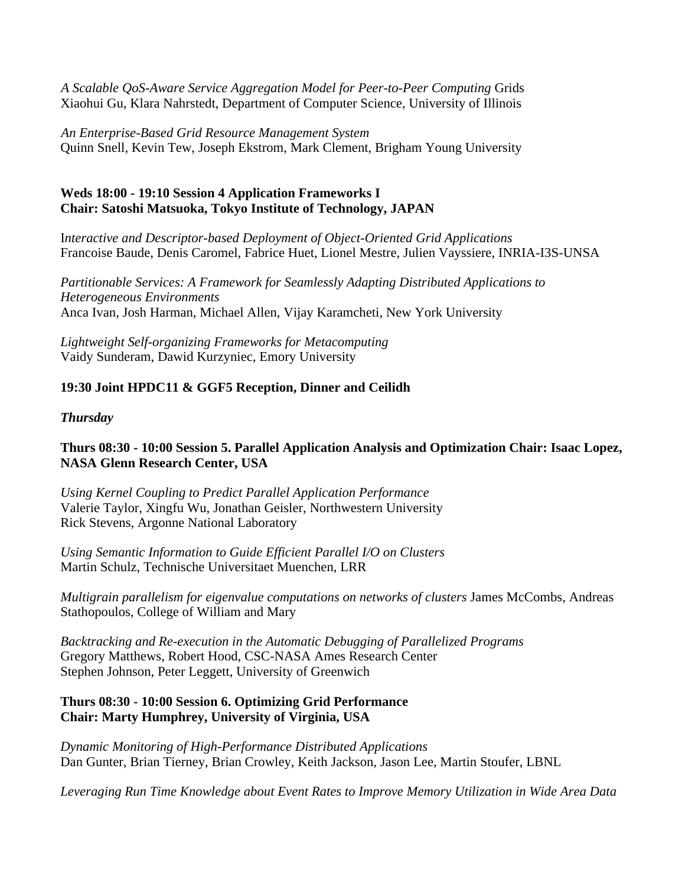*A Scalable QoS-Aware Service Aggregation Model for Peer-to-Peer Computing* Grids
Xiaohui Gu, Klara Nahrstedt, Department of Computer Science, University of Illinois

*An Enterprise-Based Grid Resource Management System*
Quinn Snell, Kevin Tew, Joseph Ekstrom, Mark Clement, Brigham Young University

**Weds 18:00 - 19:10 Session 4 Application Frameworks I**
**Chair: Satoshi Matsuoka, Tokyo Institute of Technology, JAPAN**

I*nteractive and Descriptor-based Deployment of Object-Oriented Grid Applications*
Francoise Baude, Denis Caromel, Fabrice Huet, Lionel Mestre, Julien Vayssiere, INRIA-I3S-UNSA

*Partitionable Services: A Framework for Seamlessly Adapting Distributed Applications to Heterogeneous Environments*
Anca Ivan, Josh Harman, Michael Allen, Vijay Karamcheti, New York University

*Lightweight Self-organizing Frameworks for Metacomputing*
Vaidy Sunderam, Dawid Kurzyniec, Emory University

**19:30 Joint HPDC11 & GGF5 Reception, Dinner and Ceilidh**

***Thursday***

**Thurs 08:30 - 10:00 Session 5. Parallel Application Analysis and Optimization Chair: Isaac Lopez, NASA Glenn Research Center, USA**

*Using Kernel Coupling to Predict Parallel Application Performance*
Valerie Taylor, Xingfu Wu, Jonathan Geisler, Northwestern University
Rick Stevens, Argonne National Laboratory

*Using Semantic Information to Guide Efficient Parallel I/O on Clusters*
Martin Schulz, Technische Universitaet Muenchen, LRR

*Multigrain parallelism for eigenvalue computations on networks of clusters* James McCombs, Andreas Stathopoulos, College of William and Mary

*Backtracking and Re-execution in the Automatic Debugging of Parallelized Programs*
Gregory Matthews, Robert Hood, CSC-NASA Ames Research Center
Stephen Johnson, Peter Leggett, University of Greenwich

**Thurs 08:30 - 10:00 Session 6. Optimizing Grid Performance**
**Chair: Marty Humphrey, University of Virginia, USA**

*Dynamic Monitoring of High-Performance Distributed Applications*
Dan Gunter, Brian Tierney, Brian Crowley, Keith Jackson, Jason Lee, Martin Stoufer, LBNL

*Leveraging Run Time Knowledge about Event Rates to Improve Memory Utilization in Wide Area Data*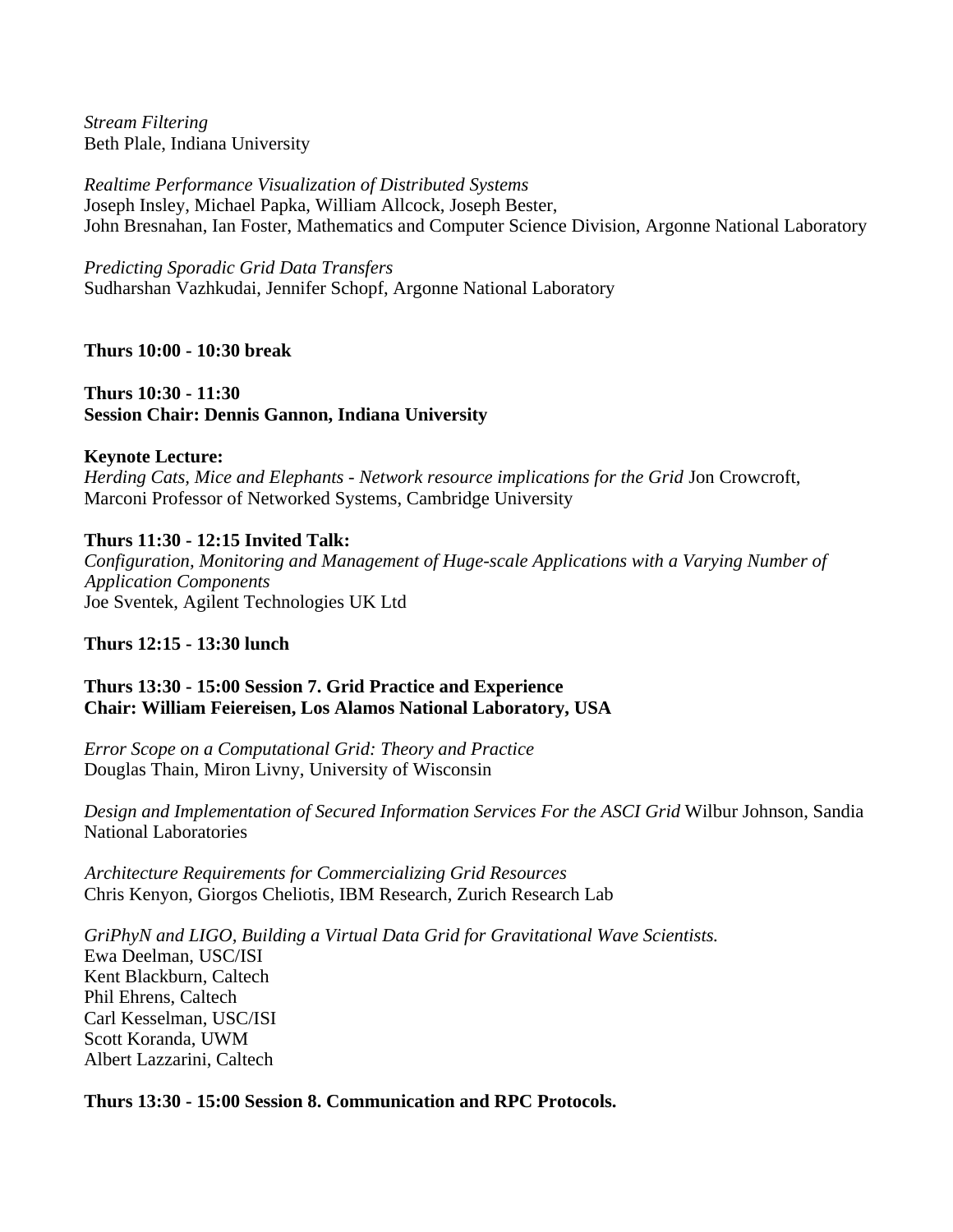*Stream Filtering*
Beth Plale, Indiana University

*Realtime Performance Visualization of Distributed Systems*
Joseph Insley, Michael Papka, William Allcock, Joseph Bester,
John Bresnahan, Ian Foster, Mathematics and Computer Science Division, Argonne National Laboratory

*Predicting Sporadic Grid Data Transfers*
Sudharshan Vazhkudai, Jennifer Schopf, Argonne National Laboratory

**Thurs 10:00 - 10:30 break**

**Thurs 10:30 - 11:30**
**Session Chair: Dennis Gannon, Indiana University**

**Keynote Lecture:**
*Herding Cats, Mice and Elephants - Network resource implications for the Grid* Jon Crowcroft, Marconi Professor of Networked Systems, Cambridge University

**Thurs 11:30 - 12:15 Invited Talk:**
*Configuration, Monitoring and Management of Huge-scale Applications with a Varying Number of Application Components*
Joe Sventek, Agilent Technologies UK Ltd

**Thurs 12:15 - 13:30 lunch**

**Thurs 13:30 - 15:00 Session 7. Grid Practice and Experience**
**Chair: William Feiereisen, Los Alamos National Laboratory, USA**

*Error Scope on a Computational Grid: Theory and Practice*
Douglas Thain, Miron Livny, University of Wisconsin

*Design and Implementation of Secured Information Services For the ASCI Grid* Wilbur Johnson, Sandia National Laboratories

*Architecture Requirements for Commercializing Grid Resources*
Chris Kenyon, Giorgos Cheliotis, IBM Research, Zurich Research Lab

*GriPhyN and LIGO, Building a Virtual Data Grid for Gravitational Wave Scientists.*
Ewa Deelman, USC/ISI
Kent Blackburn, Caltech
Phil Ehrens, Caltech
Carl Kesselman, USC/ISI
Scott Koranda, UWM
Albert Lazzarini, Caltech

**Thurs 13:30 - 15:00 Session 8. Communication and RPC Protocols.**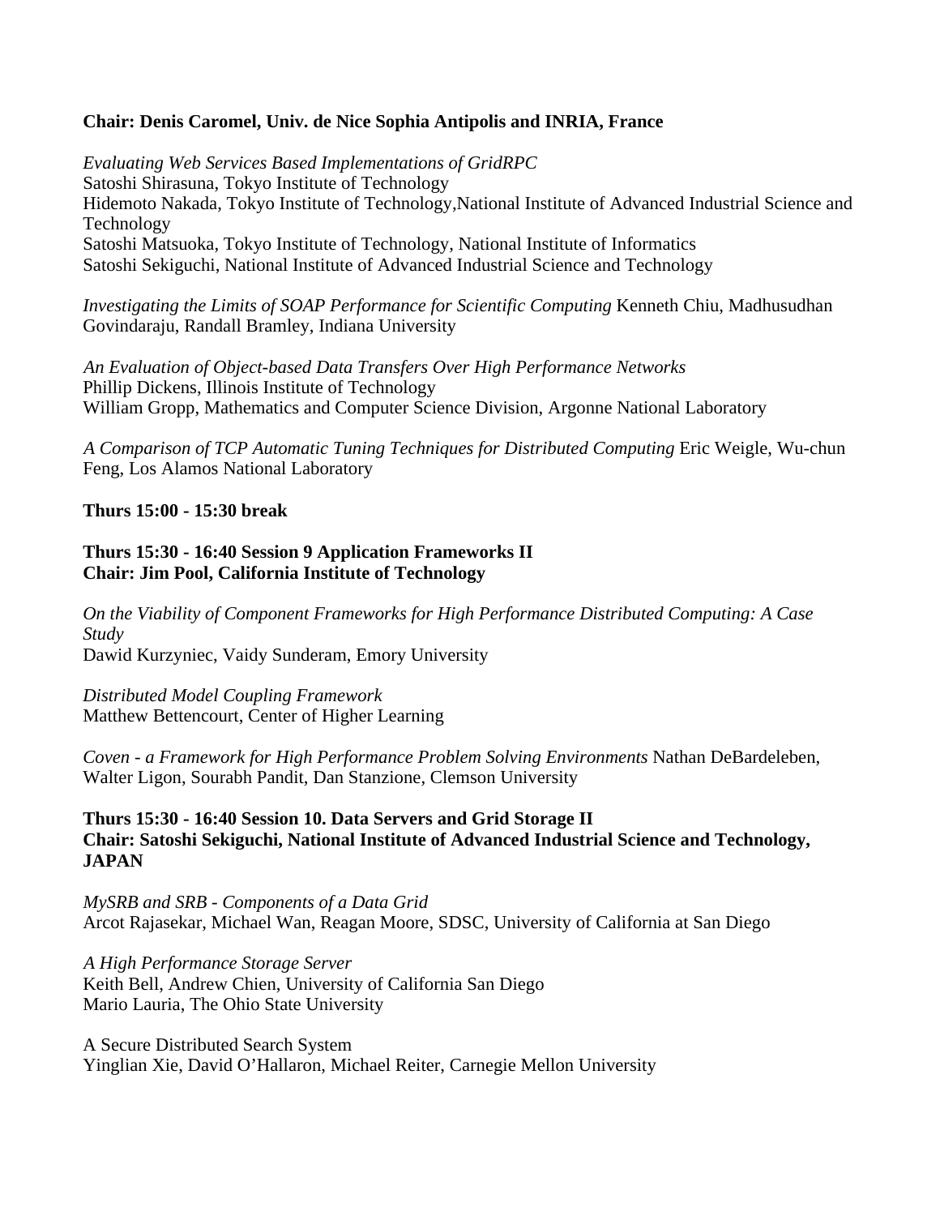**Chair: Denis Caromel, Univ. de Nice Sophia Antipolis and INRIA, France**

*Evaluating Web Services Based Implementations of GridRPC*
Satoshi Shirasuna, Tokyo Institute of Technology
Hidemoto Nakada, Tokyo Institute of Technology,National Institute of Advanced Industrial Science and Technology
Satoshi Matsuoka, Tokyo Institute of Technology, National Institute of Informatics
Satoshi Sekiguchi, National Institute of Advanced Industrial Science and Technology

*Investigating the Limits of SOAP Performance for Scientific Computing* Kenneth Chiu, Madhusudhan Govindaraju, Randall Bramley, Indiana University

*An Evaluation of Object-based Data Transfers Over High Performance Networks*
Phillip Dickens, Illinois Institute of Technology
William Gropp, Mathematics and Computer Science Division, Argonne National Laboratory

*A Comparison of TCP Automatic Tuning Techniques for Distributed Computing* Eric Weigle, Wu-chun Feng, Los Alamos National Laboratory

**Thurs 15:00 - 15:30 break**

**Thurs 15:30 - 16:40 Session 9 Application Frameworks II**
**Chair: Jim Pool, California Institute of Technology**

*On the Viability of Component Frameworks for High Performance Distributed Computing: A Case Study*
Dawid Kurzyniec, Vaidy Sunderam, Emory University

*Distributed Model Coupling Framework*
Matthew Bettencourt, Center of Higher Learning

*Coven - a Framework for High Performance Problem Solving Environments* Nathan DeBardeleben, Walter Ligon, Sourabh Pandit, Dan Stanzione, Clemson University

**Thurs 15:30 - 16:40 Session 10. Data Servers and Grid Storage II**
**Chair: Satoshi Sekiguchi, National Institute of Advanced Industrial Science and Technology, JAPAN**

*MySRB and SRB - Components of a Data Grid*
Arcot Rajasekar, Michael Wan, Reagan Moore, SDSC, University of California at San Diego

*A High Performance Storage Server*
Keith Bell, Andrew Chien, University of California San Diego
Mario Lauria, The Ohio State University

A Secure Distributed Search System
Yinglian Xie, David O'Hallaron, Michael Reiter, Carnegie Mellon University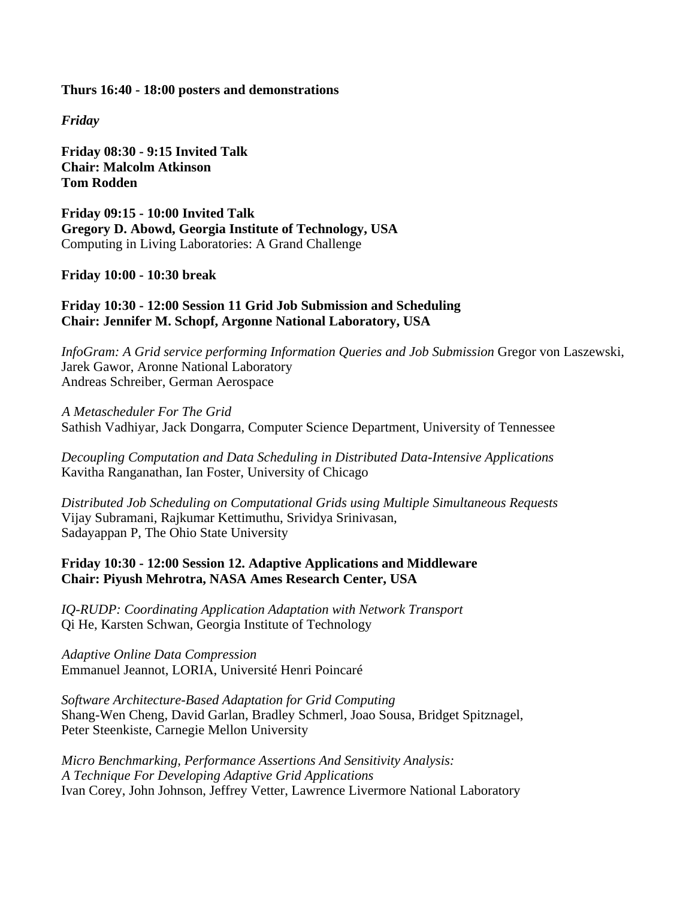**Thurs 16:40 - 18:00 posters and demonstrations**

***Friday***

**Friday 08:30 - 9:15 Invited Talk**
**Chair: Malcolm Atkinson**
**Tom Rodden**

**Friday 09:15 - 10:00 Invited Talk**
**Gregory D. Abowd, Georgia Institute of Technology, USA**
Computing in Living Laboratories: A Grand Challenge

**Friday 10:00 - 10:30 break**

**Friday 10:30 - 12:00 Session 11 Grid Job Submission and Scheduling**
**Chair: Jennifer M. Schopf, Argonne National Laboratory, USA**

*InfoGram: A Grid service performing Information Queries and Job Submission* Gregor von Laszewski, Jarek Gawor, Aronne National Laboratory
Andreas Schreiber, German Aerospace

*A Metascheduler For The Grid*
Sathish Vadhiyar, Jack Dongarra, Computer Science Department, University of Tennessee

*Decoupling Computation and Data Scheduling in Distributed Data-Intensive Applications*
Kavitha Ranganathan, Ian Foster, University of Chicago

*Distributed Job Scheduling on Computational Grids using Multiple Simultaneous Requests*
Vijay Subramani, Rajkumar Kettimuthu, Srividya Srinivasan,
Sadayappan P, The Ohio State University

**Friday 10:30 - 12:00 Session 12. Adaptive Applications and Middleware**
**Chair: Piyush Mehrotra, NASA Ames Research Center, USA**

*IQ-RUDP: Coordinating Application Adaptation with Network Transport*
Qi He, Karsten Schwan, Georgia Institute of Technology

*Adaptive Online Data Compression*
Emmanuel Jeannot, LORIA, Université Henri Poincaré

*Software Architecture-Based Adaptation for Grid Computing*
Shang-Wen Cheng, David Garlan, Bradley Schmerl, Joao Sousa, Bridget Spitznagel,
Peter Steenkiste, Carnegie Mellon University

*Micro Benchmarking, Performance Assertions And Sensitivity Analysis:*
*A Technique For Developing Adaptive Grid Applications*
Ivan Corey, John Johnson, Jeffrey Vetter, Lawrence Livermore National Laboratory